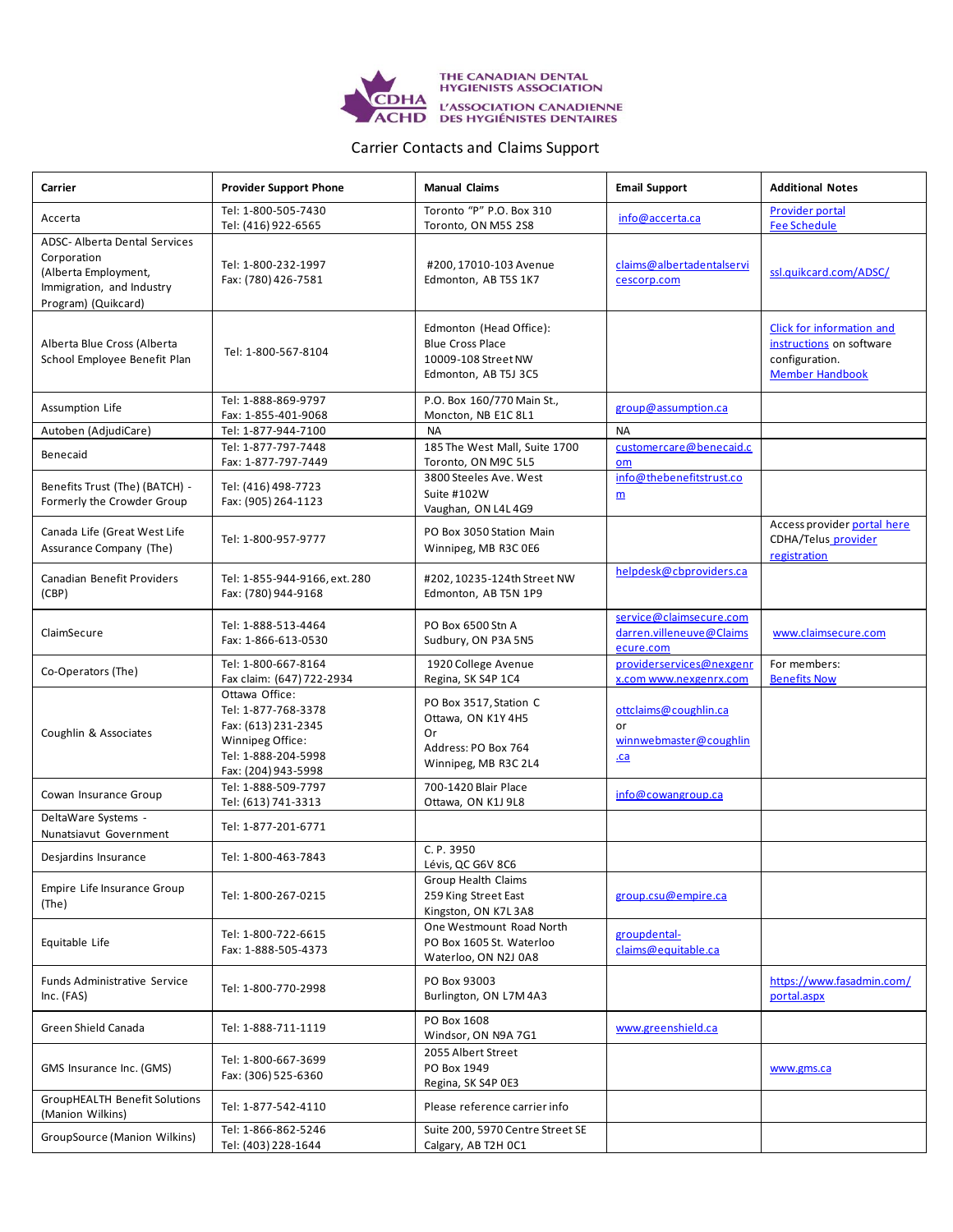THE CANADIAN DENTAL HYGIENISTS ASSOCIATION
L'ASSOCIATION CANADIENNE DES HYGIÉNISTES DENTAIRES

# Carrier Contacts and Claims Support

| Carrier | Provider Support Phone | Manual Claims | Email Support | Additional Notes |
|---|---|---|---|---|
| Accerta | Tel: 1-800-505-7430<br>Tel: (416) 922-6565 | Toronto "P" P.O. Box 310<br>Toronto, ON M5S 2S8 | info@accerta.ca | Provider portal<br>Fee Schedule |
| ADSC- Alberta Dental Services Corporation (Alberta Employment, Immigration, and Industry Program) (Quikcard) | Tel: 1-800-232-1997<br>Fax: (780) 426-7581 | #200, 17010-103 Avenue<br>Edmonton, AB T5S 1K7 | claims@albertadentalservicescorp.com | ssl.quikcard.com/ADSC/ |
| Alberta Blue Cross (Alberta School Employee Benefit Plan | Tel: 1-800-567-8104 | Edmonton (Head Office):<br>Blue Cross Place<br>10009-108 Street NW<br>Edmonton, AB T5J 3C5 | | Click for information and instructions on software configuration.<br>Member Handbook |
| Assumption Life | Tel: 1-888-869-9797<br>Fax: 1-855-401-9068 | P.O. Box 160/770 Main St.,<br>Moncton, NB E1C 8L1 | group@assumption.ca | |
| Autoben (AdjudiCare) | Tel: 1-877-944-7100 | NA | NA | |
| Benecaid | Tel: 1-877-797-7448<br>Fax: 1-877-797-7449 | 185 The West Mall, Suite 1700<br>Toronto, ON M9C 5L5 | customercare@benecaid.com | |
| Benefits Trust (The) (BATCH) - Formerly the Crowder Group | Tel: (416) 498-7723<br>Fax: (905) 264-1123 | 3800 Steeles Ave. West<br>Suite #102W<br>Vaughan, ON L4L 4G9 | info@thebenefitstrust.com | |
| Canada Life (Great West Life Assurance Company (The) | Tel: 1-800-957-9777 | PO Box 3050 Station Main<br>Winnipeg, MB R3C 0E6 | | Access provider portal here<br>CDHA/Telus provider registration |
| Canadian Benefit Providers (CBP) | Tel: 1-855-944-9166, ext. 280<br>Fax: (780) 944-9168 | #202, 10235-124th Street NW<br>Edmonton, AB T5N 1P9 | helpdesk@cbproviders.ca | |
| ClaimSecure | Tel: 1-888-513-4464<br>Fax: 1-866-613-0530 | PO Box 6500 Stn A<br>Sudbury, ON P3A 5N5 | service@claimsecure.com<br>darren.villeneuve@Claimsecure.com | www.claimsecure.com |
| Co-Operators (The) | Tel: 1-800-667-8164<br>Fax claim: (647) 722-2934 | 1920 College Avenue<br>Regina, SK S4P 1C4 | providerservices@nexgenrx.com www.nexgenrx.com | For members:<br>Benefits Now |
| Coughlin & Associates | Ottawa Office:<br>Tel: 1-877-768-3378<br>Fax: (613) 231-2345<br>Winnipeg Office:<br>Tel: 1-888-204-5998<br>Fax: (204) 943-5998 | PO Box 3517, Station C<br>Ottawa, ON K1Y 4H5<br>Or<br>Address: PO Box 764<br>Winnipeg, MB R3C 2L4 | ottclaims@coughlin.ca<br>or<br>winnwebmaster@coughlin.ca | |
| Cowan Insurance Group | Tel: 1-888-509-7797<br>Tel: (613) 741-3313 | 700-1420 Blair Place<br>Ottawa, ON K1J 9L8 | info@cowangroup.ca | |
| DeltaWare Systems - Nunatsiavut Government | Tel: 1-877-201-6771 | | | |
| Desjardins Insurance | Tel: 1-800-463-7843 | C. P. 3950<br>Lévis, QC G6V 8C6 | | |
| Empire Life Insurance Group (The) | Tel: 1-800-267-0215 | Group Health Claims<br>259 King Street East<br>Kingston, ON K7L 3A8 | group.csu@empire.ca | |
| Equitable Life | Tel: 1-800-722-6615<br>Fax: 1-888-505-4373 | One Westmount Road North<br>PO Box 1605 St. Waterloo<br>Waterloo, ON N2J 0A8 | groupdental-claims@equitable.ca | |
| Funds Administrative Service Inc. (FAS) | Tel: 1-800-770-2998 | PO Box 93003<br>Burlington, ON L7M 4A3 | | https://www.fasadmin.com/portal.aspx |
| Green Shield Canada | Tel: 1-888-711-1119 | PO Box 1608<br>Windsor, ON N9A 7G1 | www.greenshield.ca | |
| GMS Insurance Inc. (GMS) | Tel: 1-800-667-3699<br>Fax: (306) 525-6360 | 2055 Albert Street<br>PO Box 1949<br>Regina, SK S4P 0E3 | | www.gms.ca |
| GroupHEALTH Benefit Solutions (Manion Wilkins) | Tel: 1-877-542-4110 | Please reference carrier info | | |
| GroupSource (Manion Wilkins) | Tel: 1-866-862-5246<br>Tel: (403) 228-1644 | Suite 200, 5970 Centre Street SE<br>Calgary, AB T2H 0C1 | | |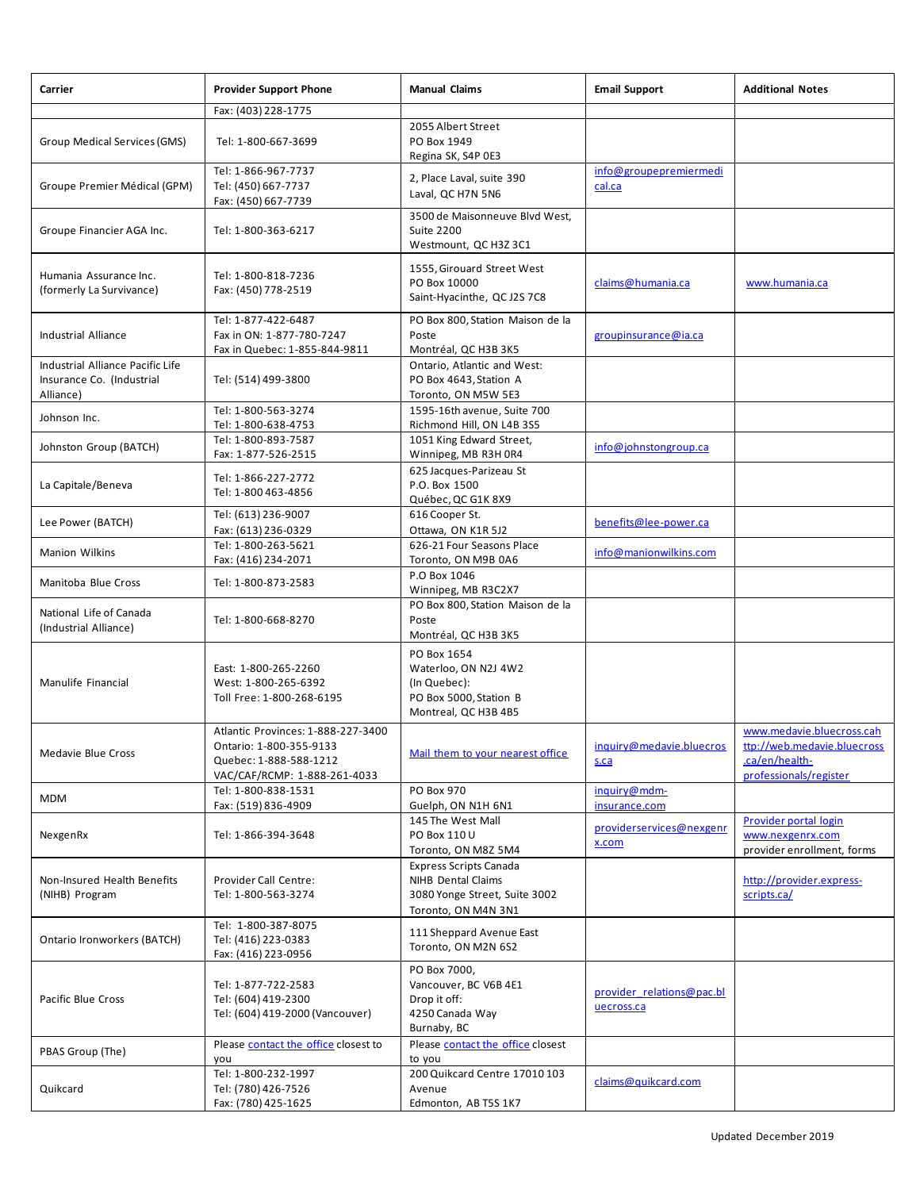| Carrier | Provider Support Phone | Manual Claims | Email Support | Additional Notes |
|---|---|---|---|---|
| | Fax: (403) 228-1775 | | | |
| Group Medical Services (GMS) | Tel: 1-800-667-3699 | 2055 Albert Street<br>PO Box 1949<br>Regina SK, S4P 0E3 | | |
| Groupe Premier Médical (GPM) | Tel: 1-866-967-7737<br>Tel: (450) 667-7737<br>Fax: (450) 667-7739 | 2, Place Laval, suite 390<br>Laval, QC H7N 5N6 | info@groupepremiermedical.ca | |
| Groupe Financier AGA Inc. | Tel: 1-800-363-6217 | 3500 de Maisonneuve Blvd West, Suite 2200<br>Westmount, QC H3Z 3C1 | | |
| Humania Assurance Inc. (formerly La Survivance) | Tel: 1-800-818-7236<br>Fax: (450) 778-2519 | 1555, Girouard Street West<br>PO Box 10000<br>Saint-Hyacinthe, QC J2S 7C8 | claims@humania.ca | www.humania.ca |
| Industrial Alliance | Tel: 1-877-422-6487<br>Fax in ON: 1-877-780-7247<br>Fax in Quebec: 1-855-844-9811 | PO Box 800, Station Maison de la Poste<br>Montréal, QC H3B 3K5 | groupinsurance@ia.ca | |
| Industrial Alliance Pacific Life Insurance Co. (Industrial Alliance) | Tel: (514) 499-3800 | Ontario, Atlantic and West:<br>PO Box 4643, Station A<br>Toronto, ON M5W 5E3 | | |
| Johnson Inc. | Tel: 1-800-563-3274<br>Tel: 1-800-638-4753 | 1595-16th avenue, Suite 700<br>Richmond Hill, ON L4B 3S5 | | |
| Johnston Group (BATCH) | Tel: 1-800-893-7587<br>Fax: 1-877-526-2515 | 1051 King Edward Street,<br>Winnipeg, MB R3H 0R4 | info@johnstongroup.ca | |
| La Capitale/Beneva | Tel: 1-866-227-2772<br>Tel: 1-800 463-4856 | 625 Jacques-Parizeau St<br>P.O. Box 1500<br>Québec, QC G1K 8X9 | | |
| Lee Power (BATCH) | Tel: (613) 236-9007<br>Fax: (613) 236-0329 | 616 Cooper St.<br>Ottawa, ON K1R 5J2 | benefits@lee-power.ca | |
| Manion Wilkins | Tel: 1-800-263-5621<br>Fax: (416) 234-2071 | 626-21 Four Seasons Place<br>Toronto, ON M9B 0A6 | info@manionwilkins.com | |
| Manitoba Blue Cross | Tel: 1-800-873-2583 | P.O Box 1046<br>Winnipeg, MB R3C2X7 | | |
| National Life of Canada (Industrial Alliance) | Tel: 1-800-668-8270 | PO Box 800, Station Maison de la Poste<br>Montréal, QC H3B 3K5 | | |
| Manulife Financial | East: 1-800-265-2260<br>West: 1-800-265-6392<br>Toll Free: 1-800-268-6195 | PO Box 1654<br>Waterloo, ON N2J 4W2<br>(In Quebec):<br>PO Box 5000, Station B<br>Montreal, QC H3B 4B5 | | |
| Medavie Blue Cross | Atlantic Provinces: 1-888-227-3400<br>Ontario: 1-800-355-9133<br>Quebec: 1-888-588-1212<br>VAC/CAF/RCMP: 1-888-261-4033 | Mail them to your nearest office | inquiry@medavie.bluecross.ca | www.medavie.bluecross.cahttp://web.medavie.bluecross.ca/en/health-professionals/register |
| MDM | Tel: 1-800-838-1531<br>Fax: (519) 836-4909 | PO Box 970<br>Guelph, ON N1H 6N1 | inquiry@mdm-insurance.com | |
| NexgenRx | Tel: 1-866-394-3648 | 145 The West Mall<br>PO Box 110 U<br>Toronto, ON M8Z 5M4 | providerservices@nexgenrx.com | Provider portal login<br>www.nexgenrx.com<br>provider enrollment, forms |
| Non-Insured Health Benefits (NIHB) Program | Provider Call Centre:<br>Tel: 1-800-563-3274 | Express Scripts Canada<br>NIHB Dental Claims<br>3080 Yonge Street, Suite 3002<br>Toronto, ON M4N 3N1 | | http://provider.express-scripts.ca/ |
| Ontario Ironworkers (BATCH) | Tel: 1-800-387-8075<br>Tel: (416) 223-0383<br>Fax: (416) 223-0956 | 111 Sheppard Avenue East<br>Toronto, ON M2N 6S2 | | |
| Pacific Blue Cross | Tel: 1-877-722-2583<br>Tel: (604) 419-2300<br>Tel: (604) 419-2000 (Vancouver) | PO Box 7000,<br>Vancouver, BC V6B 4E1<br>Drop it off:<br>4250 Canada Way<br>Burnaby, BC | provider_relations@pac.bluecross.ca | |
| PBAS Group (The) | Please contact the office closest to you | Please contact the office closest to you | | |
| Quikcard | Tel: 1-800-232-1997<br>Tel: (780) 426-7526<br>Fax: (780) 425-1625 | 200 Quikcard Centre 17010 103 Avenue<br>Edmonton, AB T5S 1K7 | claims@quikcard.com | |

Updated December 2019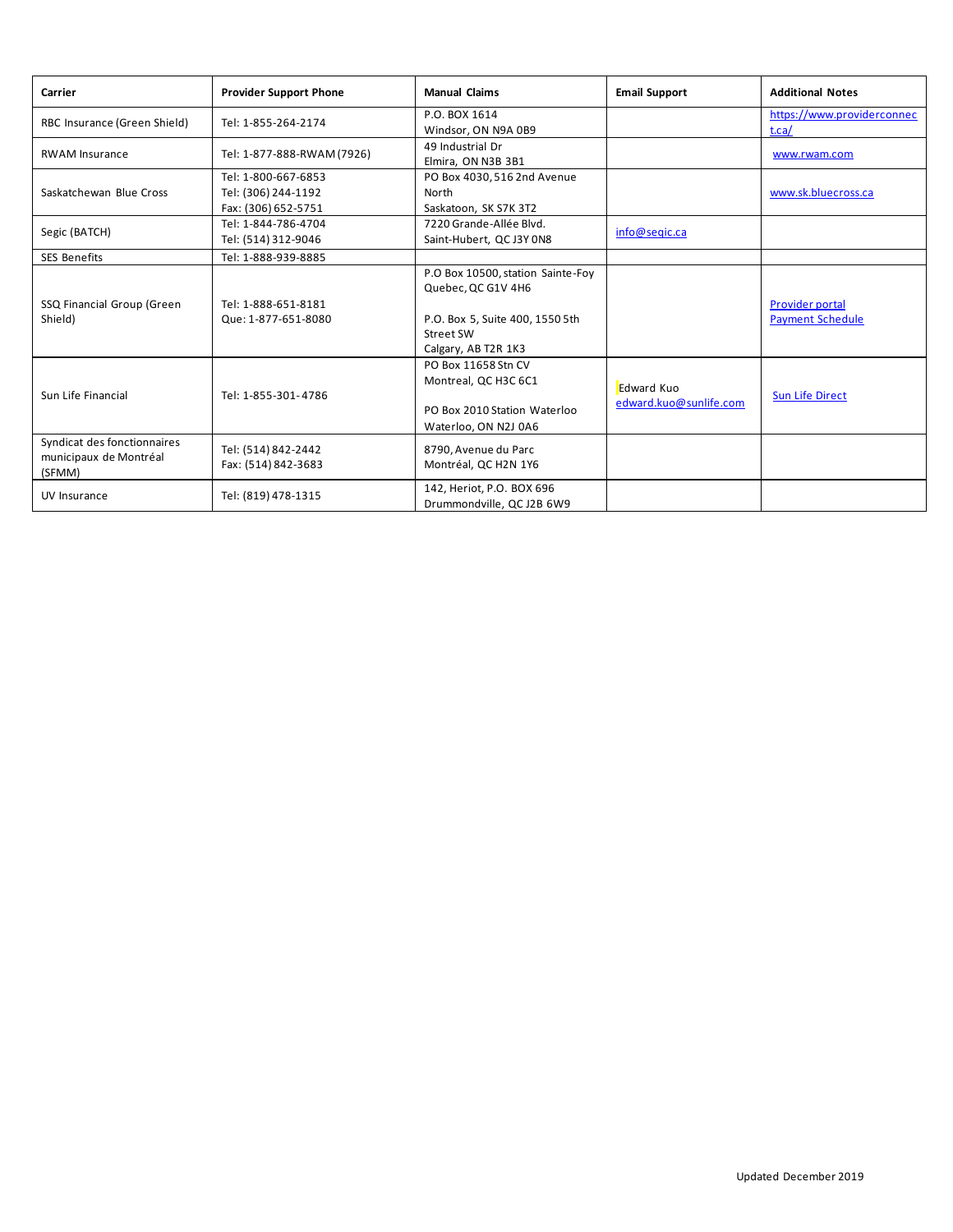| Carrier | Provider Support Phone | Manual Claims | Email Support | Additional Notes |
|---|---|---|---|---|
| RBC Insurance (Green Shield) | Tel: 1-855-264-2174 | P.O. BOX 1614<br>Windsor, ON N9A 0B9 | | https://www.providerconnect.ca/ |
| RWAM Insurance | Tel: 1-877-888-RWAM (7926) | 49 Industrial Dr<br>Elmira, ON N3B 3B1 | | www.rwam.com |
| Saskatchewan Blue Cross | Tel: 1-800-667-6853<br>Tel: (306) 244-1192<br>Fax: (306) 652-5751 | PO Box 4030, 516 2nd Avenue North<br>Saskatoon, SK S7K 3T2 | | www.sk.bluecross.ca |
| Segic (BATCH) | Tel: 1-844-786-4704<br>Tel: (514) 312-9046 | 7220 Grande-Allée Blvd.<br>Saint-Hubert, QC J3Y 0N8 | info@seqic.ca | |
| SES Benefits | Tel: 1-888-939-8885 | | | |
| SSQ Financial Group (Green Shield) | Tel: 1-888-651-8181<br>Que: 1-877-651-8080 | P.O Box 10500, station Sainte-Foy<br>Quebec, QC G1V 4H6<br><br>P.O. Box 5, Suite 400, 1550 5th Street SW<br>Calgary, AB T2R 1K3 | | Provider portal<br>Payment Schedule |
| Sun Life Financial | Tel: 1-855-301-4786 | PO Box 11658 Stn CV<br>Montreal, QC H3C 6C1<br><br>PO Box 2010 Station Waterloo<br>Waterloo, ON N2J 0A6 | Edward Kuo<br>edward.kuo@sunlife.com | Sun Life Direct |
| Syndicat des fonctionnaires municipaux de Montréal (SFMM) | Tel: (514) 842-2442<br>Fax: (514) 842-3683 | 8790, Avenue du Parc<br>Montréal, QC H2N 1Y6 | | |
| UV Insurance | Tel: (819) 478-1315 | 142, Heriot, P.O. BOX 696<br>Drummondville, QC J2B 6W9 | | |

Updated December 2019